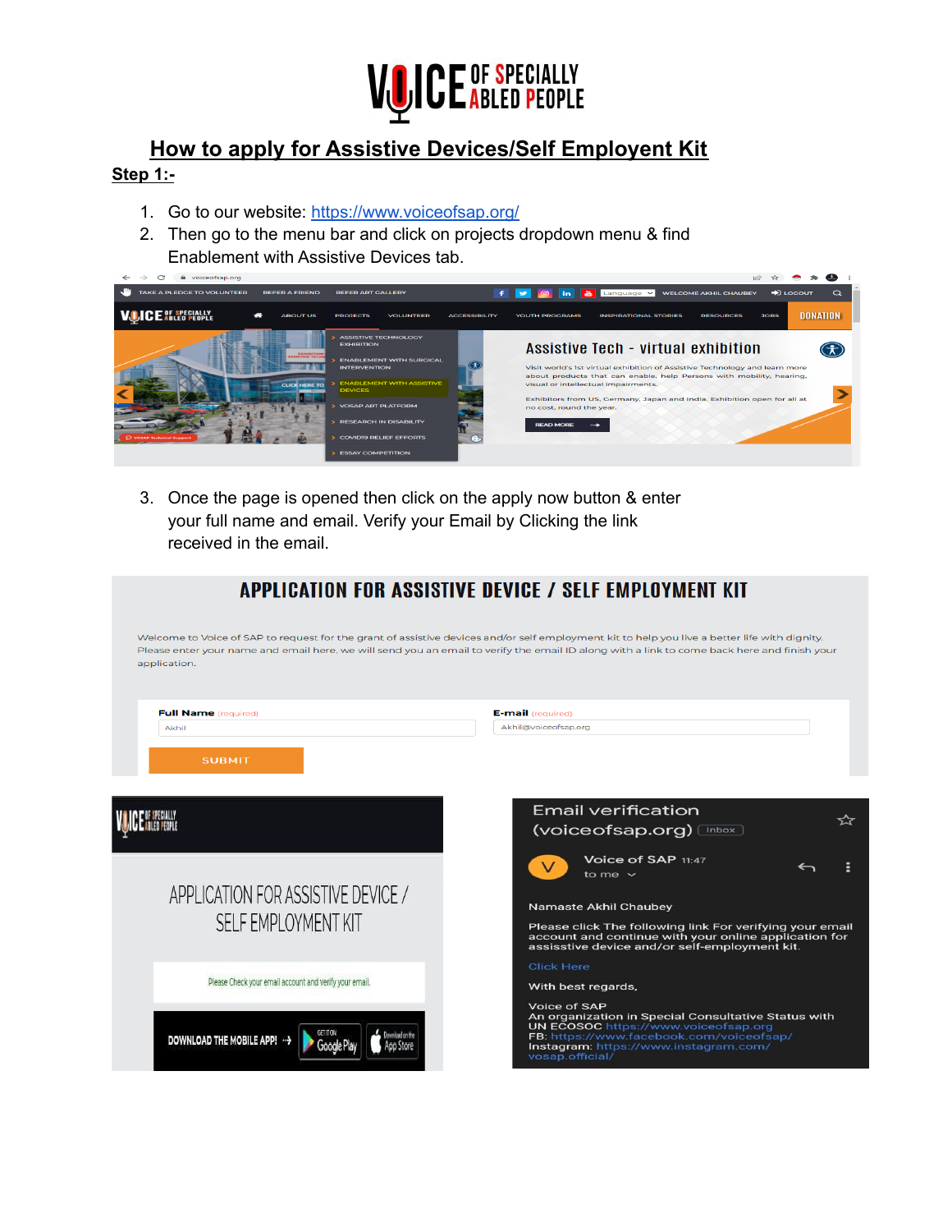# VOICE OF SPECIALLY ABLED PEOPLE

## How to apply for Assistive Devices/Self Employent Kit

**Step 1:-**

1. Go to our website: https://www.voiceofsap.org/
2. Then go to the menu bar and click on projects dropdown menu & find Enablement with Assistive Devices tab.

3. Once the page is opened then click on the apply now button & enter your full name and email. Verify your Email by Clicking the link received in the email.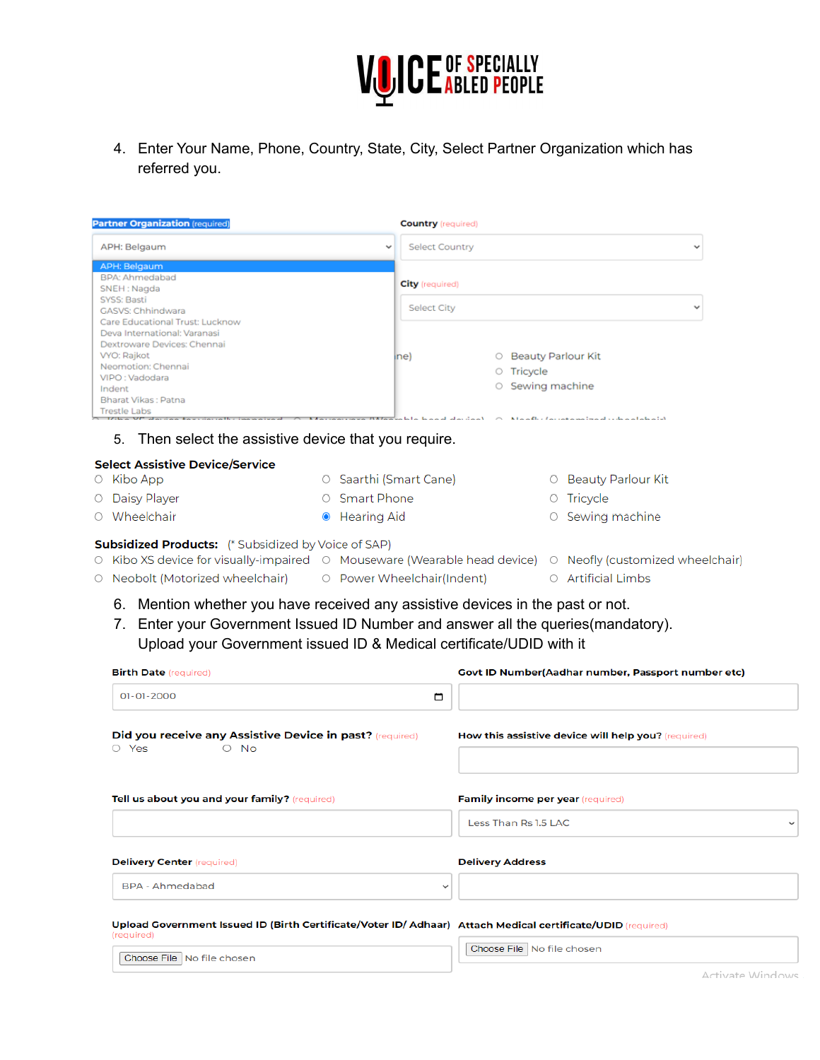VOICE OF SPECIALLY ABLED PEOPLE

4. Enter Your Name, Phone, Country, State, City, Select Partner Organization which has referred you.

**Partner Organization** (required)

APH: Belgaum

- APH: Belgaum
- BPA: Ahmedabad
- SNEH : Nagda
- SYSS: Basti
- GASVS: Chhindwara
- Care Educational Trust: Lucknow
- Deva International: Varanasi
- Dextroware Devices: Chennai
- VYO: Rajkot
- Neomotion: Chennai
- VIPO : Vadodara
- Indent
- Bharat Vikas : Patna
- Trestle Labs

**Country** (required)

Select Country

**City** (required)

Select City

5. Then select the assistive device that you require.

**Select Assistive Device/Service**

- ○ Kibo App
- ○ Daisy Player
- ○ Wheelchair
- ○ Saarthi (Smart Cane)
- ○ Smart Phone
- ◉ Hearing Aid
- ○ Beauty Parlour Kit
- ○ Tricycle
- ○ Sewing machine

**Subsidized Products:** (* Subsidized by Voice of SAP)

- ○ Kibo XS device for visually-impaired
- ○ Neobolt (Motorized wheelchair)
- ○ Mouseware (Wearable head device)
- ○ Power Wheelchair(Indent)
- ○ Neofly (customized wheelchair)
- ○ Artificial Limbs

6. Mention whether you have received any assistive devices in the past or not.
7. Enter your Government Issued ID Number and answer all the queries(mandatory). Upload your Government issued ID & Medical certificate/UDID with it

**Birth Date** (required)

01-01-2000

**Govt ID Number(Aadhar number, Passport number etc)**

**Did you receive any Assistive Device in past?** (required)

○ Yes ○ No

**How this assistive device will help you?** (required)

**Tell us about you and your family?** (required)

**Family income per year** (required)

Less Than Rs 1.5 LAC

**Delivery Center** (required)

BPA - Ahmedabad

**Delivery Address**

**Upload Government Issued ID (Birth Certificate/Voter ID/ Adhaar)** (required)

Choose File No file chosen

**Attach Medical certificate/UDID** (required)

Choose File No file chosen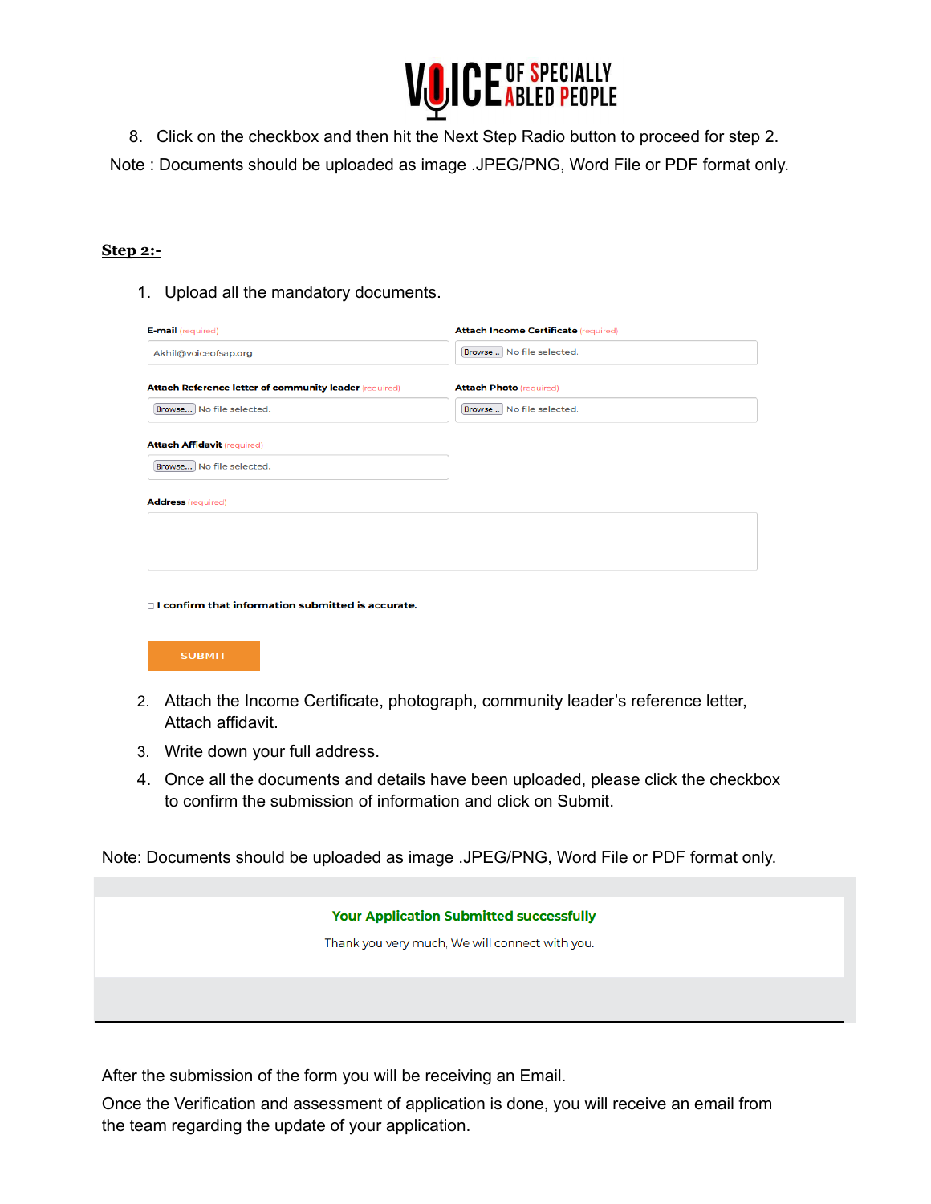8. Click on the checkbox and then hit the Next Step Radio button to proceed for step 2.

Note : Documents should be uploaded as image .JPEG/PNG, Word File or PDF format only.

**Step 2:-**

1. Upload all the mandatory documents.

E-mail (required)

Akhil@voiceofsap.org

Attach Income Certificate (required)

Browse... No file selected.

Attach Reference letter of community leader (required)

Browse... No file selected.

Attach Photo (required)

Browse... No file selected.

Attach Affidavit (required)

Browse... No file selected.

Address (required)

I confirm that information submitted is accurate.

SUBMIT

2. Attach the Income Certificate, photograph, community leader's reference letter, Attach affidavit.
3. Write down your full address.
4. Once all the documents and details have been uploaded, please click the checkbox to confirm the submission of information and click on Submit.

Note: Documents should be uploaded as image .JPEG/PNG, Word File or PDF format only.

Your Application Submitted successfully

Thank you very much, We will connect with you.

After the submission of the form you will be receiving an Email.

Once the Verification and assessment of application is done, you will receive an email from the team regarding the update of your application.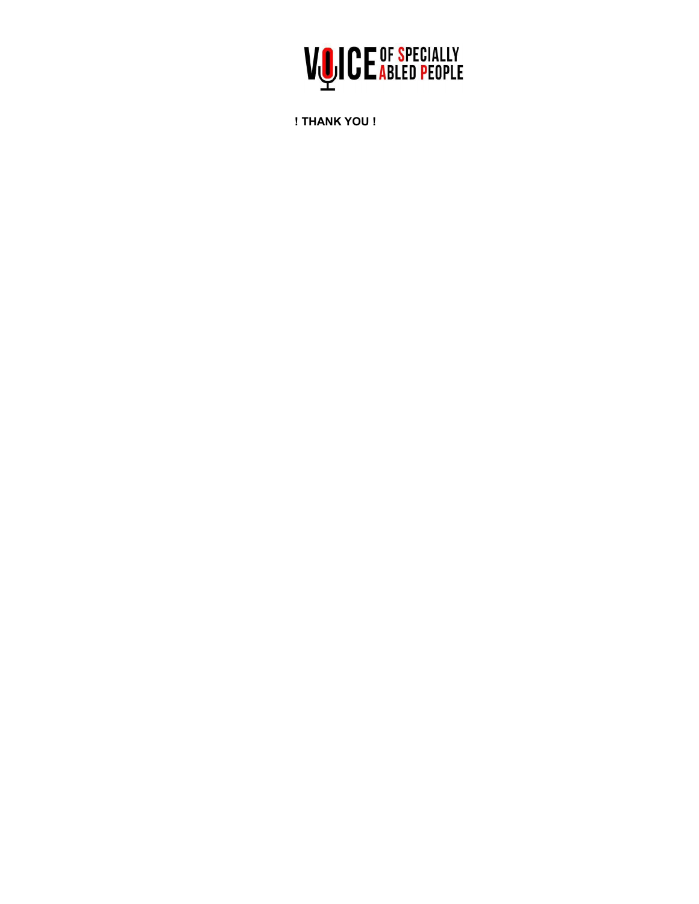VOICE OF SPECIALLY ABLED PEOPLE

**! THANK YOU !**